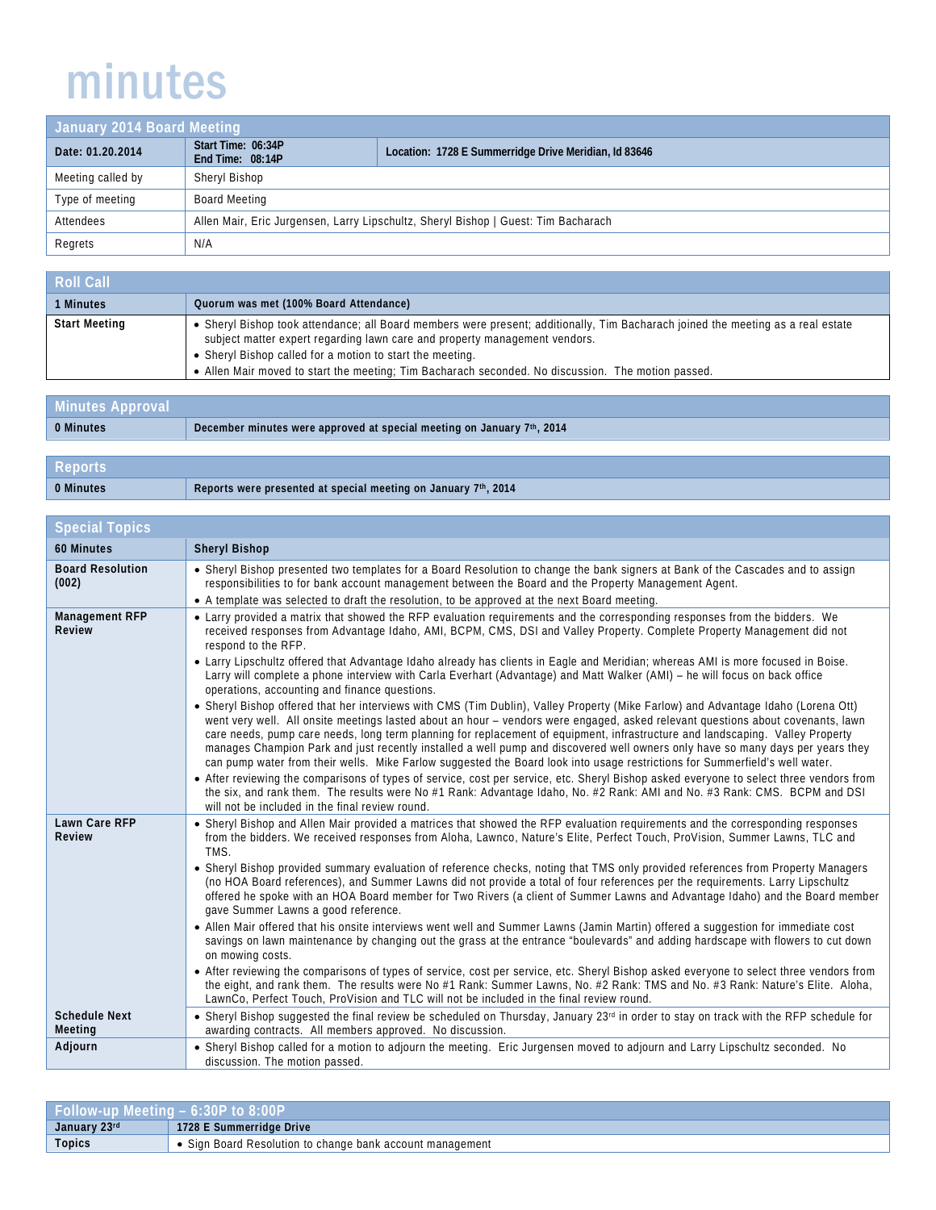# minutes

| January 2014 Board Meeting | | |
|---|---|---|
| Date: 01.20.2014 | Start Time: 06:34P<br>End Time: 08:14P | Location: 1728 E Summerridge Drive Meridian, Id 83646 |
| Meeting called by | Sheryl Bishop | |
| Type of meeting | Board Meeting | |
| Attendees | Allen Mair, Eric Jurgensen, Larry Lipschultz, Sheryl Bishop \| Guest: Tim Bacharach | |
| Regrets | N/A | |

| Roll Call | |
|---|---|
| 1 Minutes | Quorum was met (100% Board Attendance) |
| Start Meeting | • Sheryl Bishop took attendance; all Board members were present; additionally, Tim Bacharach joined the meeting as a real estate subject matter expert regarding lawn care and property management vendors.<br>• Sheryl Bishop called for a motion to start the meeting.<br>• Allen Mair moved to start the meeting; Tim Bacharach seconded. No discussion. The motion passed. |

| Minutes Approval | |
|---|---|
| 0 Minutes | December minutes were approved at special meeting on January 7th, 2014 |

| Reports | |
|---|---|
| 0 Minutes | Reports were presented at special meeting on January 7th, 2014 |

| Special Topics | |
|---|---|
| 60 Minutes | Sheryl Bishop |
| Board Resolution (002) | • Sheryl Bishop presented two templates for a Board Resolution to change the bank signers at Bank of the Cascades and to assign responsibilities to for bank account management between the Board and the Property Management Agent.<br>• A template was selected to draft the resolution, to be approved at the next Board meeting. |
| Management RFP Review | • Larry provided a matrix that showed the RFP evaluation requirements and the corresponding responses from the bidders. We received responses from Advantage Idaho, AMI, BCPM, CMS, DSI and Valley Property. Complete Property Management did not respond to the RFP.<br>• Larry Lipschultz offered that Advantage Idaho already has clients in Eagle and Meridian; whereas AMI is more focused in Boise. Larry will complete a phone interview with Carla Everhart (Advantage) and Matt Walker (AMI) – he will focus on back office operations, accounting and finance questions.<br>• Sheryl Bishop offered that her interviews with CMS (Tim Dublin), Valley Property (Mike Farlow) and Advantage Idaho (Lorena Ott) went very well. All onsite meetings lasted about an hour – vendors were engaged, asked relevant questions about covenants, lawn care needs, pump care needs, long term planning for replacement of equipment, infrastructure and landscaping. Valley Property manages Champion Park and just recently installed a well pump and discovered well owners only have so many days per years they can pump water from their wells. Mike Farlow suggested the Board look into usage restrictions for Summerfield's well water.<br>• After reviewing the comparisons of types of service, cost per service, etc. Sheryl Bishop asked everyone to select three vendors from the six, and rank them. The results were No #1 Rank: Advantage Idaho, No. #2 Rank: AMI and No. #3 Rank: CMS. BCPM and DSI will not be included in the final review round. |
| Lawn Care RFP Review | • Sheryl Bishop and Allen Mair provided a matrices that showed the RFP evaluation requirements and the corresponding responses from the bidders. We received responses from Aloha, Lawnco, Nature's Elite, Perfect Touch, ProVision, Summer Lawns, TLC and TMS.<br>• Sheryl Bishop provided summary evaluation of reference checks, noting that TMS only provided references from Property Managers (no HOA Board references), and Summer Lawns did not provide a total of four references per the requirements. Larry Lipschultz offered he spoke with an HOA Board member for Two Rivers (a client of Summer Lawns and Advantage Idaho) and the Board member gave Summer Lawns a good reference.<br>• Allen Mair offered that his onsite interviews went well and Summer Lawns (Jamin Martin) offered a suggestion for immediate cost savings on lawn maintenance by changing out the grass at the entrance "boulevards" and adding hardscape with flowers to cut down on mowing costs.<br>• After reviewing the comparisons of types of service, cost per service, etc. Sheryl Bishop asked everyone to select three vendors from the eight, and rank them. The results were No #1 Rank: Summer Lawns, No. #2 Rank: TMS and No. #3 Rank: Nature's Elite. Aloha, LawnCo, Perfect Touch, ProVision and TLC will not be included in the final review round. |
| Schedule Next Meeting | • Sheryl Bishop suggested the final review be scheduled on Thursday, January 23rd in order to stay on track with the RFP schedule for awarding contracts. All members approved. No discussion. |
| Adjourn | • Sheryl Bishop called for a motion to adjourn the meeting. Eric Jurgensen moved to adjourn and Larry Lipschultz seconded. No discussion. The motion passed. |

| Follow-up Meeting – 6:30P to 8:00P | |
|---|---|
| January 23rd | 1728 E Summerridge Drive |
| Topics | • Sign Board Resolution to change bank account management |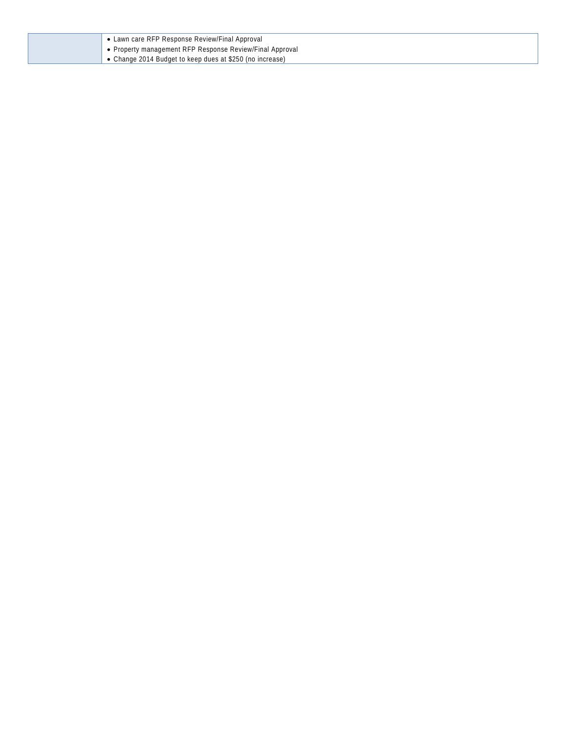| | |
|---|---|
| | • Lawn care RFP Response Review/Final Approval<br>• Property management RFP Response Review/Final Approval<br>• Change 2014 Budget to keep dues at $250 (no increase) |